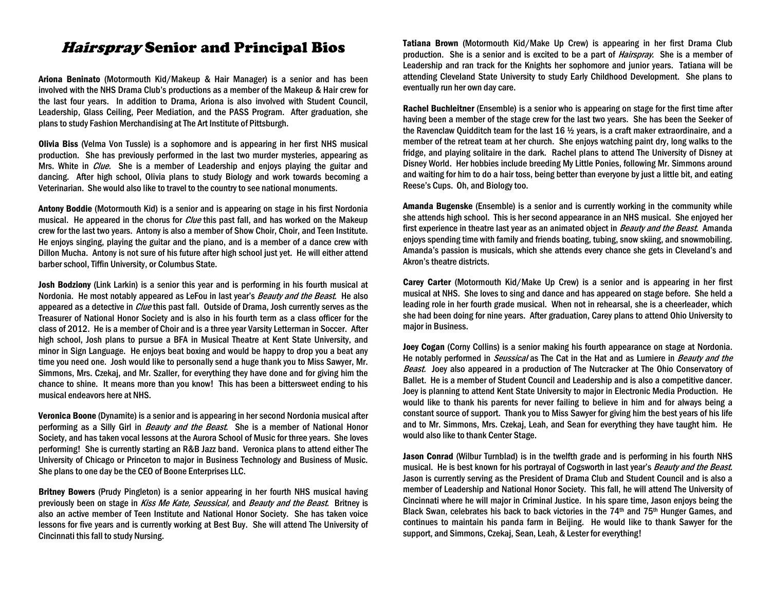# *Hairspray* Senior and Principal Bios

**Ariona Beninato** (Motormouth Kid/Makeup & Hair Manager) is a senior and has been involved with the NHS Drama Club's productions as a member of the Makeup & Hair crew for the last four years. In addition to Drama, Ariona is also involved with Student Council, Leadership, Glass Ceiling, Peer Mediation, and the PASS Program. After graduation, she plans to study Fashion Merchandising at The Art Institute of Pittsburgh.

**Olivia Biss** (Velma Von Tussle) is a sophomore and is appearing in her first NHS musical production. She has previously performed in the last two murder mysteries, appearing as Mrs. White in *Clue.* She is a member of Leadership and enjoys playing the guitar and dancing. After high school, Olivia plans to study Biology and work towards becoming a Veterinarian. She would also like to travel to the country to see national monuments.

**Antony Boddie** (Motormouth Kid) is a senior and is appearing on stage in his first Nordonia musical. He appeared in the chorus for *Clue* this past fall, and has worked on the Makeup crew for the last two years. Antony is also a member of Show Choir, Choir, and Teen Institute. He enjoys singing, playing the guitar and the piano, and is a member of a dance crew with Dillon Mucha. Antony is not sure of his future after high school just yet. He will either attend barber school, Tiffin University, or Columbus State.

**Josh Bodziony** (Link Larkin) is a senior this year and is performing in his fourth musical at Nordonia. He most notably appeared as LeFou in last year's *Beauty and the Beast*. He also appeared as a detective in *Clue* this past fall. Outside of Drama, Josh currently serves as the Treasurer of National Honor Society and is also in his fourth term as a class officer for the class of 2012. He is a member of Choir and is a three year Varsity Letterman in Soccer. After high school, Josh plans to pursue a BFA in Musical Theatre at Kent State University, and minor in Sign Language. He enjoys beat boxing and would be happy to drop you a beat any time you need one. Josh would like to personally send a huge thank you to Miss Sawyer, Mr. Simmons, Mrs. Czekaj, and Mr. Szaller, for everything they have done and for giving him the chance to shine. It means more than you know! This has been a bittersweet ending to his musical endeavors here at NHS.

**Veronica Boone** (Dynamite) is a senior and is appearing in her second Nordonia musical after performing as a Silly Girl in *Beauty and the Beast*. She is a member of National Honor Society, and has taken vocal lessons at the Aurora School of Music for three years. She loves performing! She is currently starting an R&B Jazz band. Veronica plans to attend either The University of Chicago or Princeton to major in Business Technology and Business of Music. She plans to one day be the CEO of Boone Enterprises LLC.

**Britney Bowers** (Prudy Pingleton) is a senior appearing in her fourth NHS musical having previously been on stage in *Kiss Me Kate, Seussical,* and *Beauty and the Beast*. Britney is also an active member of Teen Institute and National Honor Society. She has taken voice lessons for five years and is currently working at Best Buy. She will attend The University of Cincinnati this fall to study Nursing.

**Tatiana Brown** (Motormouth Kid/Make Up Crew) is appearing in her first Drama Club production. She is a senior and is excited to be a part of *Hairspray*. She is a member of Leadership and ran track for the Knights her sophomore and junior years. Tatiana will be attending Cleveland State University to study Early Childhood Development. She plans to eventually run her own day care.

**Rachel Buchleitner** (Ensemble) is a senior who is appearing on stage for the first time after having been a member of the stage crew for the last two years. She has been the Seeker of the Ravenclaw Quidditch team for the last 16 ½ years, is a craft maker extraordinaire, and a member of the retreat team at her church. She enjoys watching paint dry, long walks to the fridge, and playing solitaire in the dark. Rachel plans to attend The University of Disney at Disney World. Her hobbies include breeding My Little Ponies, following Mr. Simmons around and waiting for him to do a hair toss, being better than everyone by just a little bit, and eating Reese's Cups. Oh, and Biology too.

**Amanda Bugenske** (Ensemble) is a senior and is currently working in the community while she attends high school. This is her second appearance in an NHS musical. She enjoyed her first experience in theatre last year as an animated object in *Beauty and the Beast*. Amanda enjoys spending time with family and friends boating, tubing, snow skiing, and snowmobiling. Amanda's passion is musicals, which she attends every chance she gets in Cleveland's and Akron's theatre districts.

**Carey Carter** (Motormouth Kid/Make Up Crew) is a senior and is appearing in her first musical at NHS. She loves to sing and dance and has appeared on stage before. She held a leading role in her fourth grade musical. When not in rehearsal, she is a cheerleader, which she had been doing for nine years. After graduation, Carey plans to attend Ohio University to major in Business.

**Joey Cogan** (Corny Collins) is a senior making his fourth appearance on stage at Nordonia. He notably performed in *Seussical* as The Cat in the Hat and as Lumiere in *Beauty and the Beast*. Joey also appeared in a production of The Nutcracker at The Ohio Conservatory of Ballet. He is a member of Student Council and Leadership and is also a competitive dancer. Joey is planning to attend Kent State University to major in Electronic Media Production. He would like to thank his parents for never failing to believe in him and for always being a constant source of support. Thank you to Miss Sawyer for giving him the best years of his life and to Mr. Simmons, Mrs. Czekaj, Leah, and Sean for everything they have taught him. He would also like to thank Center Stage.

**Jason Conrad** (Wilbur Turnblad) is in the twelfth grade and is performing in his fourth NHS musical. He is best known for his portrayal of Cogsworth in last year's *Beauty and the Beast.* Jason is currently serving as the President of Drama Club and Student Council and is also a member of Leadership and National Honor Society. This fall, he will attend The University of Cincinnati where he will major in Criminal Justice. In his spare time, Jason enjoys being the Black Swan, celebrates his back to back victories in the 74th and 75th Hunger Games, and continues to maintain his panda farm in Beijing. He would like to thank Sawyer for the support, and Simmons, Czekaj, Sean, Leah, & Lester for everything!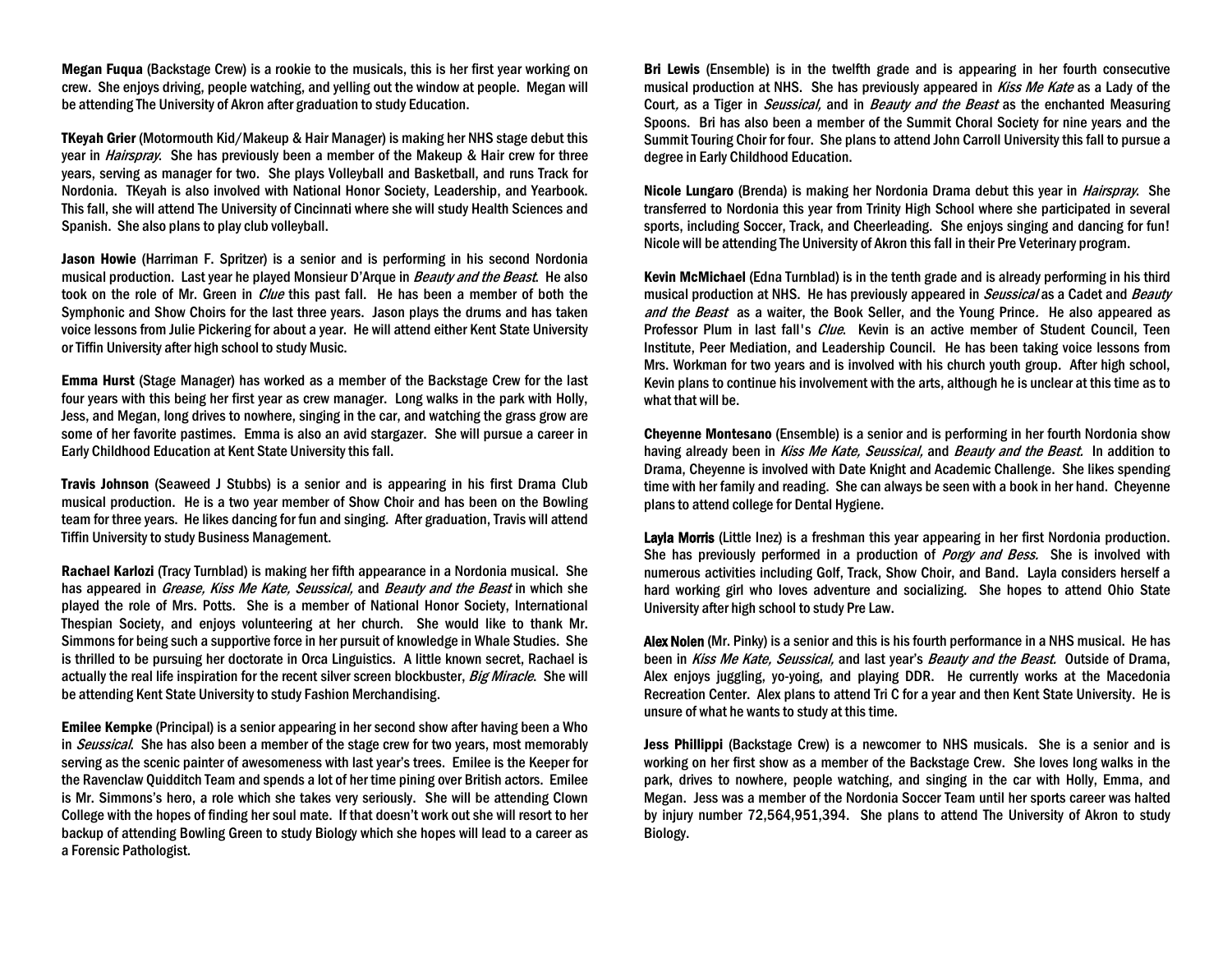**Megan Fuqua** (Backstage Crew) is a rookie to the musicals, this is her first year working on crew. She enjoys driving, people watching, and yelling out the window at people. Megan will be attending The University of Akron after graduation to study Education.

**TKeyah Grier** (Motormouth Kid/Makeup & Hair Manager) is making her NHS stage debut this year in *Hairspray*. She has previously been a member of the Makeup & Hair crew for three years, serving as manager for two. She plays Volleyball and Basketball, and runs Track for Nordonia. TKeyah is also involved with National Honor Society, Leadership, and Yearbook. This fall, she will attend The University of Cincinnati where she will study Health Sciences and Spanish. She also plans to play club volleyball.

**Jason Howie** (Harriman F. Spritzer) is a senior and is performing in his second Nordonia musical production. Last year he played Monsieur D'Arque in *Beauty and the Beast*. He also took on the role of Mr. Green in *Clue* this past fall. He has been a member of both the Symphonic and Show Choirs for the last three years. Jason plays the drums and has taken voice lessons from Julie Pickering for about a year. He will attend either Kent State University or Tiffin University after high school to study Music.

**Emma Hurst** (Stage Manager) has worked as a member of the Backstage Crew for the last four years with this being her first year as crew manager. Long walks in the park with Holly, Jess, and Megan, long drives to nowhere, singing in the car, and watching the grass grow are some of her favorite pastimes. Emma is also an avid stargazer. She will pursue a career in Early Childhood Education at Kent State University this fall.

**Travis Johnson** (Seaweed J Stubbs) is a senior and is appearing in his first Drama Club musical production. He is a two year member of Show Choir and has been on the Bowling team for three years. He likes dancing for fun and singing. After graduation, Travis will attend Tiffin University to study Business Management.

**Rachael Karlozi** (Tracy Turnblad) is making her fifth appearance in a Nordonia musical. She has appeared in *Grease, Kiss Me Kate, Seussical,* and *Beauty and the Beast* in which she played the role of Mrs. Potts. She is a member of National Honor Society, International Thespian Society, and enjoys volunteering at her church. She would like to thank Mr. Simmons for being such a supportive force in her pursuit of knowledge in Whale Studies. She is thrilled to be pursuing her doctorate in Orca Linguistics. A little known secret, Rachael is actually the real life inspiration for the recent silver screen blockbuster, *Big Miracle*. She will be attending Kent State University to study Fashion Merchandising.

**Emilee Kempke** (Principal) is a senior appearing in her second show after having been a Who in *Seussical*. She has also been a member of the stage crew for two years, most memorably serving as the scenic painter of awesomeness with last year's trees. Emilee is the Keeper for the Ravenclaw Quidditch Team and spends a lot of her time pining over British actors. Emilee is Mr. Simmons's hero, a role which she takes very seriously. She will be attending Clown College with the hopes of finding her soul mate. If that doesn't work out she will resort to her backup of attending Bowling Green to study Biology which she hopes will lead to a career as a Forensic Pathologist.

**Bri Lewis** (Ensemble) is in the twelfth grade and is appearing in her fourth consecutive musical production at NHS. She has previously appeared in *Kiss Me Kate* as a Lady of the Court, as a Tiger in *Seussical,* and in *Beauty and the Beast* as the enchanted Measuring Spoons. Bri has also been a member of the Summit Choral Society for nine years and the Summit Touring Choir for four. She plans to attend John Carroll University this fall to pursue a degree in Early Childhood Education.

**Nicole Lungaro** (Brenda) is making her Nordonia Drama debut this year in *Hairspray*. She transferred to Nordonia this year from Trinity High School where she participated in several sports, including Soccer, Track, and Cheerleading. She enjoys singing and dancing for fun! Nicole will be attending The University of Akron this fall in their Pre Veterinary program.

**Kevin McMichael** (Edna Turnblad) is in the tenth grade and is already performing in his third musical production at NHS. He has previously appeared in *Seussical* as a Cadet and *Beauty and the Beast* as a waiter, the Book Seller, and the Young Prince. He also appeared as Professor Plum in last fall's *Clue*. Kevin is an active member of Student Council, Teen Institute, Peer Mediation, and Leadership Council. He has been taking voice lessons from Mrs. Workman for two years and is involved with his church youth group. After high school, Kevin plans to continue his involvement with the arts, although he is unclear at this time as to what that will be.

**Cheyenne Montesano** (Ensemble) is a senior and is performing in her fourth Nordonia show having already been in *Kiss Me Kate, Seussical,* and *Beauty and the Beast.* In addition to Drama, Cheyenne is involved with Date Knight and Academic Challenge. She likes spending time with her family and reading. She can always be seen with a book in her hand. Cheyenne plans to attend college for Dental Hygiene.

**Layla Morris** (Little Inez) is a freshman this year appearing in her first Nordonia production. She has previously performed in a production of *Porgy and Bess.* She is involved with numerous activities including Golf, Track, Show Choir, and Band. Layla considers herself a hard working girl who loves adventure and socializing. She hopes to attend Ohio State University after high school to study Pre Law.

**Alex Nolen** (Mr. Pinky) is a senior and this is his fourth performance in a NHS musical. He has been in *Kiss Me Kate, Seussical,* and last year's *Beauty and the Beast.* Outside of Drama, Alex enjoys juggling, yo-yoing, and playing DDR. He currently works at the Macedonia Recreation Center. Alex plans to attend Tri C for a year and then Kent State University. He is unsure of what he wants to study at this time.

**Jess Phillippi** (Backstage Crew) is a newcomer to NHS musicals. She is a senior and is working on her first show as a member of the Backstage Crew. She loves long walks in the park, drives to nowhere, people watching, and singing in the car with Holly, Emma, and Megan. Jess was a member of the Nordonia Soccer Team until her sports career was halted by injury number 72,564,951,394. She plans to attend The University of Akron to study Biology.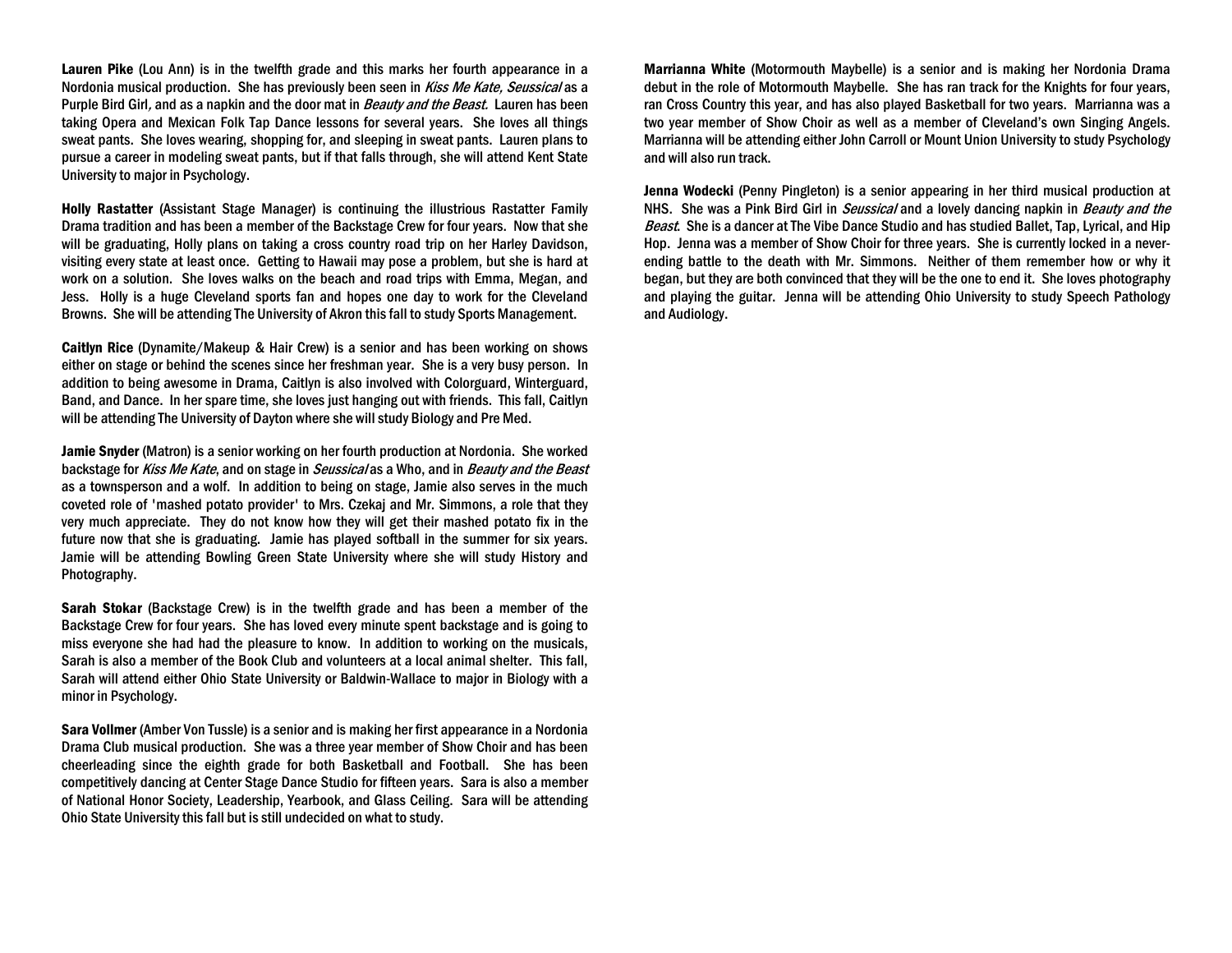**Lauren Pike** (Lou Ann) is in the twelfth grade and this marks her fourth appearance in a Nordonia musical production. She has previously been seen in *Kiss Me Kate, Seussical* as a Purple Bird Girl, and as a napkin and the door mat in *Beauty and the Beast.* Lauren has been taking Opera and Mexican Folk Tap Dance lessons for several years. She loves all things sweat pants. She loves wearing, shopping for, and sleeping in sweat pants. Lauren plans to pursue a career in modeling sweat pants, but if that falls through, she will attend Kent State University to major in Psychology.

**Holly Rastatter** (Assistant Stage Manager) is continuing the illustrious Rastatter Family Drama tradition and has been a member of the Backstage Crew for four years. Now that she will be graduating, Holly plans on taking a cross country road trip on her Harley Davidson, visiting every state at least once. Getting to Hawaii may pose a problem, but she is hard at work on a solution. She loves walks on the beach and road trips with Emma, Megan, and Jess. Holly is a huge Cleveland sports fan and hopes one day to work for the Cleveland Browns. She will be attending The University of Akron this fall to study Sports Management.

**Caitlyn Rice** (Dynamite/Makeup & Hair Crew) is a senior and has been working on shows either on stage or behind the scenes since her freshman year. She is a very busy person. In addition to being awesome in Drama, Caitlyn is also involved with Colorguard, Winterguard, Band, and Dance. In her spare time, she loves just hanging out with friends. This fall, Caitlyn will be attending The University of Dayton where she will study Biology and Pre Med.

**Jamie Snyder** (Matron) is a senior working on her fourth production at Nordonia. She worked backstage for *Kiss Me Kate*, and on stage in *Seussical* as a Who, and in *Beauty and the Beast* as a townsperson and a wolf. In addition to being on stage, Jamie also serves in the much coveted role of 'mashed potato provider' to Mrs. Czekaj and Mr. Simmons, a role that they very much appreciate. They do not know how they will get their mashed potato fix in the future now that she is graduating. Jamie has played softball in the summer for six years. Jamie will be attending Bowling Green State University where she will study History and Photography.

**Sarah Stokar** (Backstage Crew) is in the twelfth grade and has been a member of the Backstage Crew for four years. She has loved every minute spent backstage and is going to miss everyone she had had the pleasure to know. In addition to working on the musicals, Sarah is also a member of the Book Club and volunteers at a local animal shelter. This fall, Sarah will attend either Ohio State University or Baldwin-Wallace to major in Biology with a minor in Psychology.

**Sara Vollmer** (Amber Von Tussle) is a senior and is making her first appearance in a Nordonia Drama Club musical production. She was a three year member of Show Choir and has been cheerleading since the eighth grade for both Basketball and Football. She has been competitively dancing at Center Stage Dance Studio for fifteen years. Sara is also a member of National Honor Society, Leadership, Yearbook, and Glass Ceiling. Sara will be attending Ohio State University this fall but is still undecided on what to study.

**Marrianna White** (Motormouth Maybelle) is a senior and is making her Nordonia Drama debut in the role of Motormouth Maybelle. She has ran track for the Knights for four years, ran Cross Country this year, and has also played Basketball for two years. Marrianna was a two year member of Show Choir as well as a member of Cleveland's own Singing Angels. Marrianna will be attending either John Carroll or Mount Union University to study Psychology and will also run track.

**Jenna Wodecki** (Penny Pingleton) is a senior appearing in her third musical production at NHS. She was a Pink Bird Girl in *Seussical* and a lovely dancing napkin in *Beauty and the Beast*. She is a dancer at The Vibe Dance Studio and has studied Ballet, Tap, Lyrical, and Hip Hop. Jenna was a member of Show Choir for three years. She is currently locked in a never-ending battle to the death with Mr. Simmons. Neither of them remember how or why it began, but they are both convinced that they will be the one to end it. She loves photography and playing the guitar. Jenna will be attending Ohio University to study Speech Pathology and Audiology.